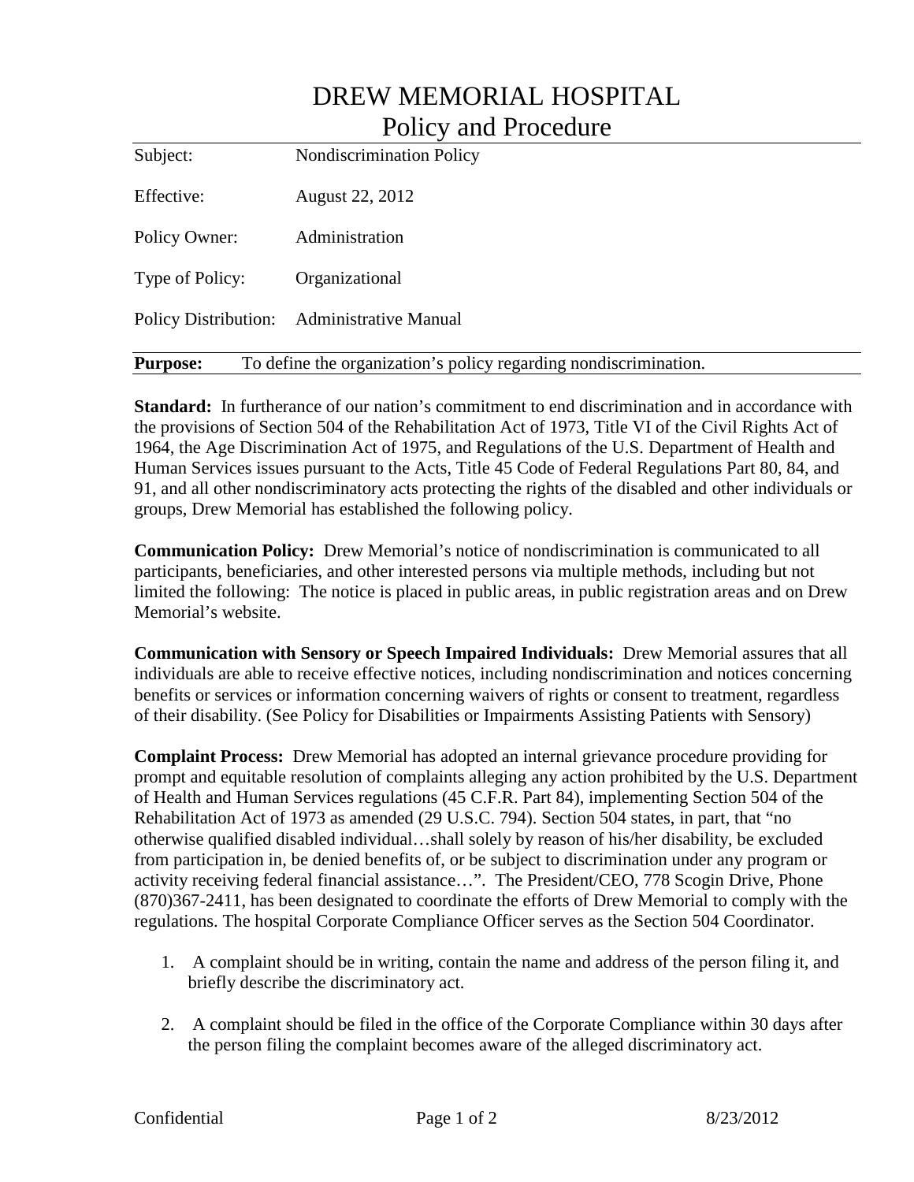# DREW MEMORIAL HOSPITAL
## Policy and Procedure

| | |
|---|---|
| Subject: | Nondiscrimination Policy |
| Effective: | August 22, 2012 |
| Policy Owner: | Administration |
| Type of Policy: | Organizational |
| Policy Distribution: | Administrative Manual |

**Purpose:** To define the organization's policy regarding nondiscrimination.

**Standard:** In furtherance of our nation's commitment to end discrimination and in accordance with the provisions of Section 504 of the Rehabilitation Act of 1973, Title VI of the Civil Rights Act of 1964, the Age Discrimination Act of 1975, and Regulations of the U.S. Department of Health and Human Services issues pursuant to the Acts, Title 45 Code of Federal Regulations Part 80, 84, and 91, and all other nondiscriminatory acts protecting the rights of the disabled and other individuals or groups, Drew Memorial has established the following policy.

**Communication Policy:** Drew Memorial's notice of nondiscrimination is communicated to all participants, beneficiaries, and other interested persons via multiple methods, including but not limited the following: The notice is placed in public areas, in public registration areas and on Drew Memorial's website.

**Communication with Sensory or Speech Impaired Individuals:** Drew Memorial assures that all individuals are able to receive effective notices, including nondiscrimination and notices concerning benefits or services or information concerning waivers of rights or consent to treatment, regardless of their disability. (See Policy for Disabilities or Impairments Assisting Patients with Sensory)

**Complaint Process:** Drew Memorial has adopted an internal grievance procedure providing for prompt and equitable resolution of complaints alleging any action prohibited by the U.S. Department of Health and Human Services regulations (45 C.F.R. Part 84), implementing Section 504 of the Rehabilitation Act of 1973 as amended (29 U.S.C. 794). Section 504 states, in part, that "no otherwise qualified disabled individual…shall solely by reason of his/her disability, be excluded from participation in, be denied benefits of, or be subject to discrimination under any program or activity receiving federal financial assistance…". The President/CEO, 778 Scogin Drive, Phone (870)367-2411, has been designated to coordinate the efforts of Drew Memorial to comply with the regulations. The hospital Corporate Compliance Officer serves as the Section 504 Coordinator.

1. A complaint should be in writing, contain the name and address of the person filing it, and briefly describe the discriminatory act.

2. A complaint should be filed in the office of the Corporate Compliance within 30 days after the person filing the complaint becomes aware of the alleged discriminatory act.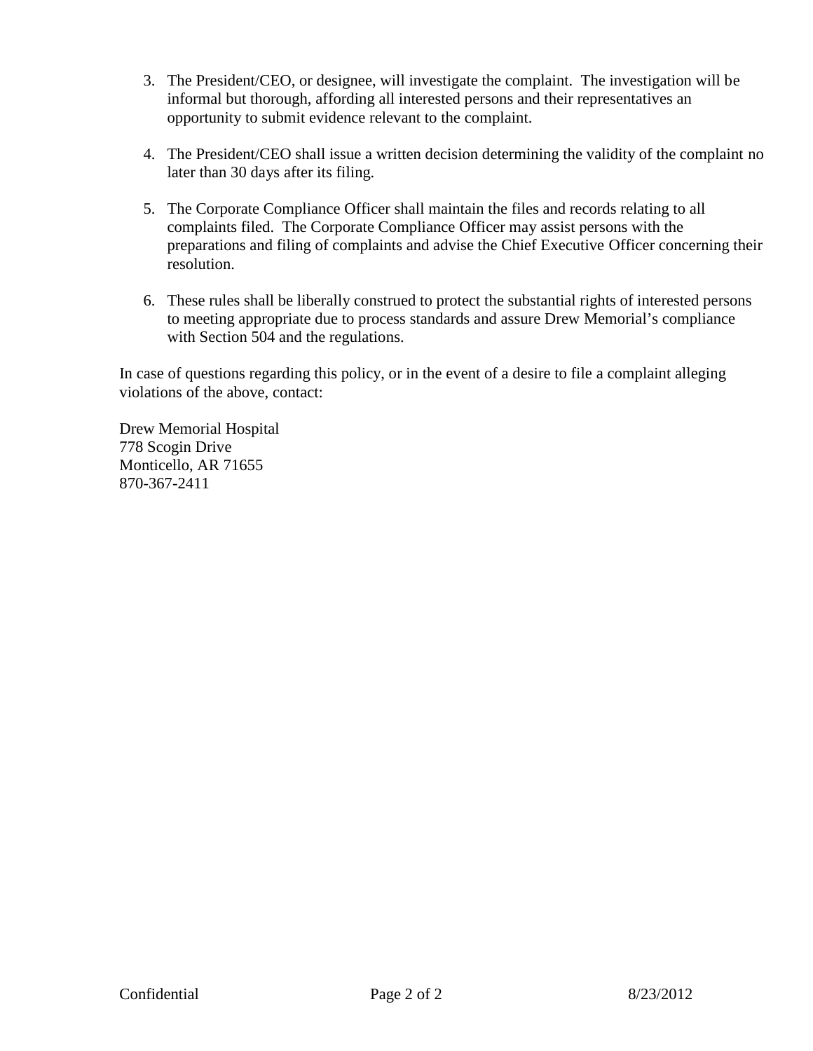3. The President/CEO, or designee, will investigate the complaint. The investigation will be informal but thorough, affording all interested persons and their representatives an opportunity to submit evidence relevant to the complaint.

4. The President/CEO shall issue a written decision determining the validity of the complaint no later than 30 days after its filing.

5. The Corporate Compliance Officer shall maintain the files and records relating to all complaints filed. The Corporate Compliance Officer may assist persons with the preparations and filing of complaints and advise the Chief Executive Officer concerning their resolution.

6. These rules shall be liberally construed to protect the substantial rights of interested persons to meeting appropriate due to process standards and assure Drew Memorial's compliance with Section 504 and the regulations.

In case of questions regarding this policy, or in the event of a desire to file a complaint alleging violations of the above, contact:

Drew Memorial Hospital
778 Scogin Drive
Monticello, AR 71655
870-367-2411